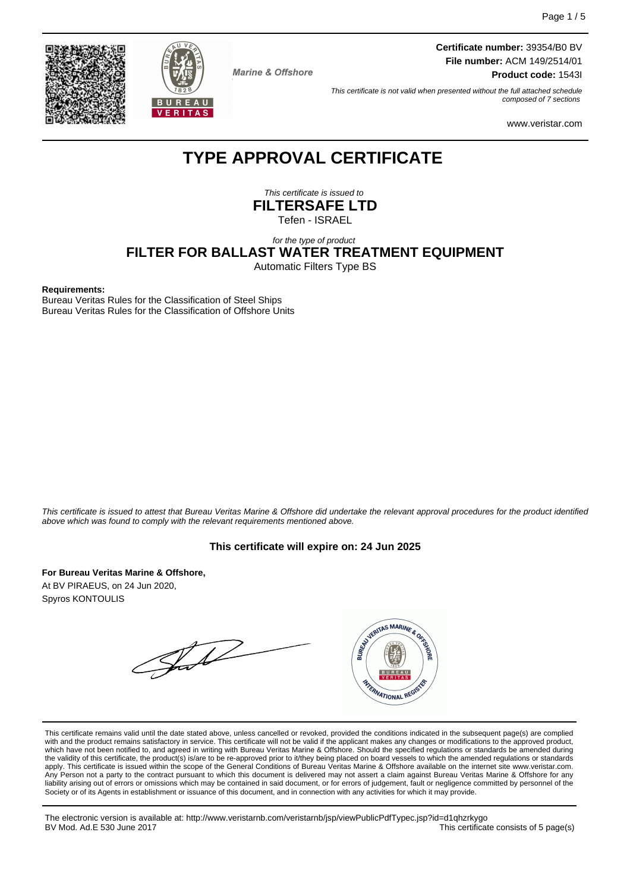Marine & Offshore

**Certificate number:** 39354/B0 BV
**File number:** ACM 149/2514/01
**Product code:** 1543I

*This certificate is not valid when presented without the full attached schedule composed of 7 sections*

www.veristar.com

# TYPE APPROVAL CERTIFICATE

*This certificate is issued to*
**FILTERSAFE LTD**
Tefen - ISRAEL

*for the type of product*
**FILTER FOR BALLAST WATER TREATMENT EQUIPMENT**
Automatic Filters Type BS

**Requirements:**
Bureau Veritas Rules for the Classification of Steel Ships
Bureau Veritas Rules for the Classification of Offshore Units

*This certificate is issued to attest that Bureau Veritas Marine & Offshore did undertake the relevant approval procedures for the product identified above which was found to comply with the relevant requirements mentioned above.*

**This certificate will expire on: 24 Jun 2025**

**For Bureau Veritas Marine & Offshore,**
At BV PIRAEUS, on 24 Jun 2020,
Spyros KONTOULIS

This certificate remains valid until the date stated above, unless cancelled or revoked, provided the conditions indicated in the subsequent page(s) are complied with and the product remains satisfactory in service. This certificate will not be valid if the applicant makes any changes or modifications to the approved product, which have not been notified to, and agreed in writing with Bureau Veritas Marine & Offshore. Should the specified regulations or standards be amended during the validity of this certificate, the product(s) is/are to be re-approved prior to it/they being placed on board vessels to which the amended regulations or standards apply. This certificate is issued within the scope of the General Conditions of Bureau Veritas Marine & Offshore available on the internet site www.veristar.com. Any Person not a party to the contract pursuant to which this document is delivered may not assert a claim against Bureau Veritas Marine & Offshore for any liability arising out of errors or omissions which may be contained in said document, or for errors of judgement, fault or negligence committed by personnel of the Society or of its Agents in establishment or issuance of this document, and in connection with any activities for which it may provide.

The electronic version is available at: http://www.veristarnb.com/veristarnb/jsp/viewPublicPdfTypec.jsp?id=d1qhzrkygo
BV Mod. Ad.E 530 June 2017
This certificate consists of 5 page(s)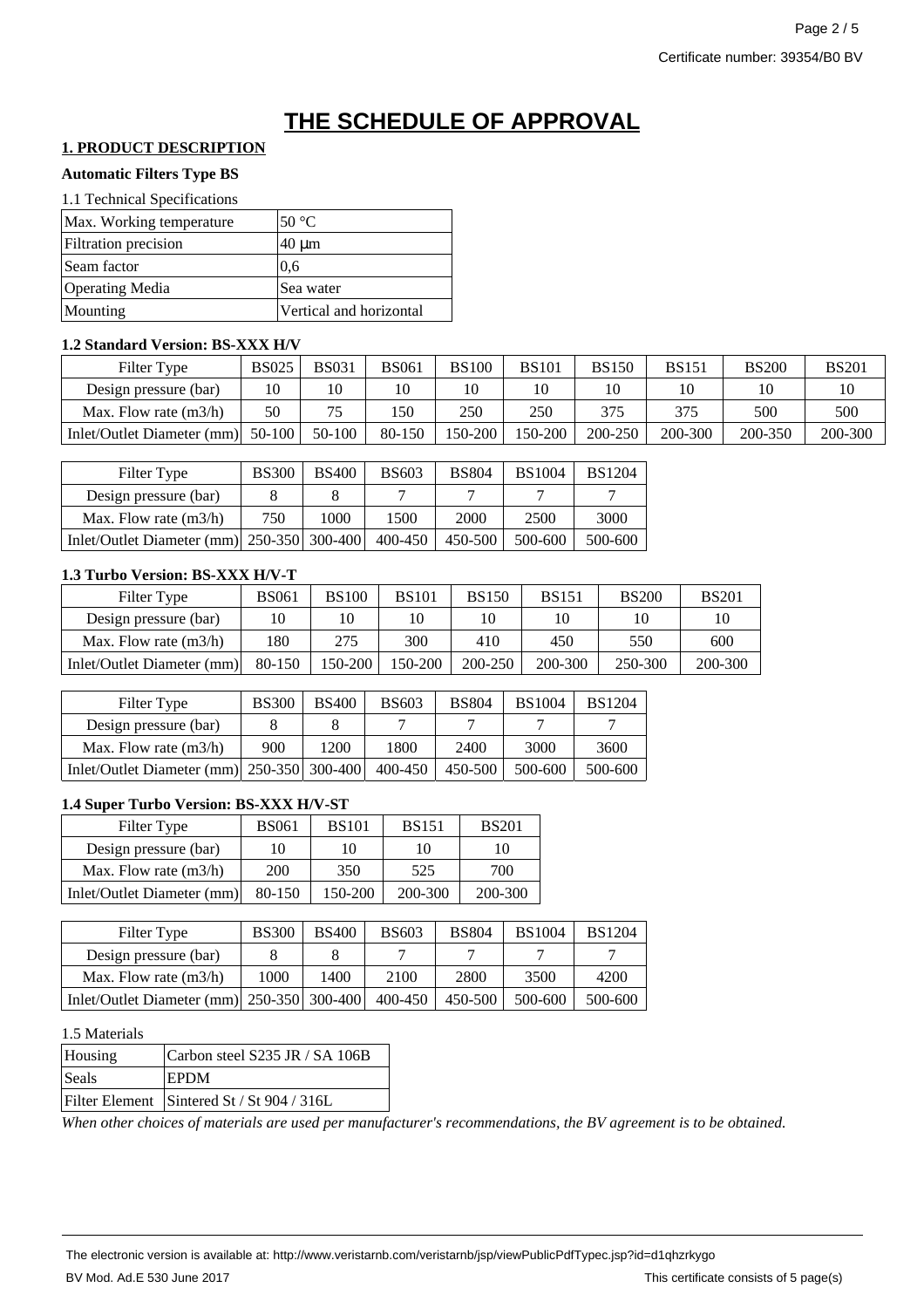# THE SCHEDULE OF APPROVAL

## 1. PRODUCT DESCRIPTION

**Automatic Filters Type BS**

1.1 Technical Specifications

| Max. Working temperature | 50 °C |
|---|---|
| Filtration precision | 40 µm |
| Seam factor | 0,6 |
| Operating Media | Sea water |
| Mounting | Vertical and horizontal |

**1.2 Standard Version: BS-XXX H/V**

| Filter Type | BS025 | BS031 | BS061 | BS100 | BS101 | BS150 | BS151 | BS200 | BS201 |
|---|---|---|---|---|---|---|---|---|---|
| Design pressure (bar) | 10 | 10 | 10 | 10 | 10 | 10 | 10 | 10 | 10 |
| Max. Flow rate (m3/h) | 50 | 75 | 150 | 250 | 250 | 375 | 375 | 500 | 500 |
| Inlet/Outlet Diameter (mm) | 50-100 | 50-100 | 80-150 | 150-200 | 150-200 | 200-250 | 200-300 | 200-350 | 200-300 |

| Filter Type | BS300 | BS400 | BS603 | BS804 | BS1004 | BS1204 |
|---|---|---|---|---|---|---|
| Design pressure (bar) | 8 | 8 | 7 | 7 | 7 | 7 |
| Max. Flow rate (m3/h) | 750 | 1000 | 1500 | 2000 | 2500 | 3000 |
| Inlet/Outlet Diameter (mm) | 250-350 | 300-400 | 400-450 | 450-500 | 500-600 | 500-600 |

**1.3 Turbo Version: BS-XXX H/V-T**

| Filter Type | BS061 | BS100 | BS101 | BS150 | BS151 | BS200 | BS201 |
|---|---|---|---|---|---|---|---|
| Design pressure (bar) | 10 | 10 | 10 | 10 | 10 | 10 | 10 |
| Max. Flow rate (m3/h) | 180 | 275 | 300 | 410 | 450 | 550 | 600 |
| Inlet/Outlet Diameter (mm) | 80-150 | 150-200 | 150-200 | 200-250 | 200-300 | 250-300 | 200-300 |

| Filter Type | BS300 | BS400 | BS603 | BS804 | BS1004 | BS1204 |
|---|---|---|---|---|---|---|
| Design pressure (bar) | 8 | 8 | 7 | 7 | 7 | 7 |
| Max. Flow rate (m3/h) | 900 | 1200 | 1800 | 2400 | 3000 | 3600 |
| Inlet/Outlet Diameter (mm) | 250-350 | 300-400 | 400-450 | 450-500 | 500-600 | 500-600 |

**1.4 Super Turbo Version: BS-XXX H/V-ST**

| Filter Type | BS061 | BS101 | BS151 | BS201 |
|---|---|---|---|---|
| Design pressure (bar) | 10 | 10 | 10 | 10 |
| Max. Flow rate (m3/h) | 200 | 350 | 525 | 700 |
| Inlet/Outlet Diameter (mm) | 80-150 | 150-200 | 200-300 | 200-300 |

| Filter Type | BS300 | BS400 | BS603 | BS804 | BS1004 | BS1204 |
|---|---|---|---|---|---|---|
| Design pressure (bar) | 8 | 8 | 7 | 7 | 7 | 7 |
| Max. Flow rate (m3/h) | 1000 | 1400 | 2100 | 2800 | 3500 | 4200 |
| Inlet/Outlet Diameter (mm) | 250-350 | 300-400 | 400-450 | 450-500 | 500-600 | 500-600 |

1.5 Materials

| Housing | Carbon steel S235 JR / SA 106B |
|---|---|
| Seals | EPDM |
| Filter Element | Sintered St / St 904 / 316L |

*When other choices of materials are used per manufacturer's recommendations, the BV agreement is to be obtained.*

The electronic version is available at: http://www.veristarnb.com/veristarnb/jsp/viewPublicPdfTypec.jsp?id=d1qhzrkygo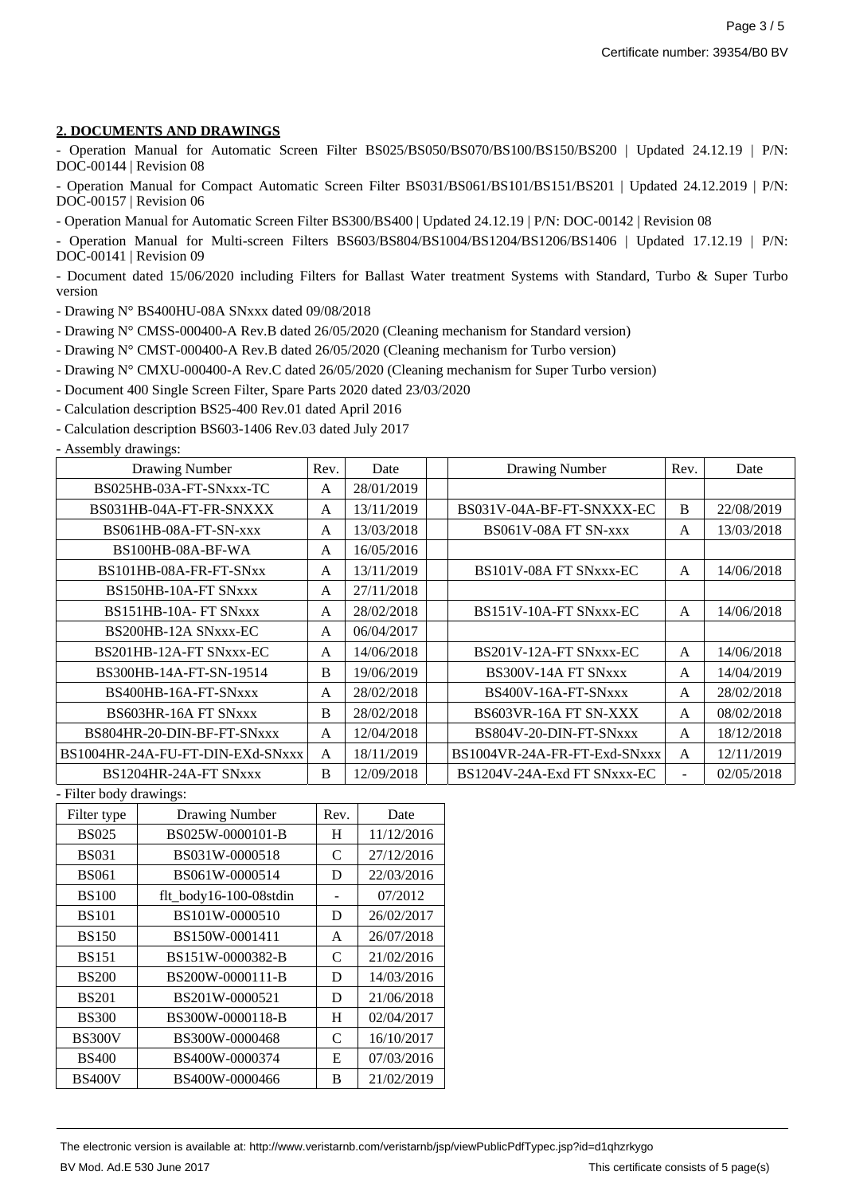## 2. DOCUMENTS AND DRAWINGS

- Operation Manual for Automatic Screen Filter BS025/BS050/BS070/BS100/BS150/BS200 | Updated 24.12.19 | P/N: DOC-00144 | Revision 08
- Operation Manual for Compact Automatic Screen Filter BS031/BS061/BS101/BS151/BS201 | Updated 24.12.2019 | P/N: DOC-00157 | Revision 06
- Operation Manual for Automatic Screen Filter BS300/BS400 | Updated 24.12.19 | P/N: DOC-00142 | Revision 08
- Operation Manual for Multi-screen Filters BS603/BS804/BS1004/BS1204/BS1206/BS1406 | Updated 17.12.19 | P/N: DOC-00141 | Revision 09
- Document dated 15/06/2020 including Filters for Ballast Water treatment Systems with Standard, Turbo & Super Turbo version
- Drawing N° BS400HU-08A SNxxx dated 09/08/2018
- Drawing N° CMSS-000400-A Rev.B dated 26/05/2020 (Cleaning mechanism for Standard version)
- Drawing N° CMST-000400-A Rev.B dated 26/05/2020 (Cleaning mechanism for Turbo version)
- Drawing N° CMXU-000400-A Rev.C dated 26/05/2020 (Cleaning mechanism for Super Turbo version)
- Document 400 Single Screen Filter, Spare Parts 2020 dated 23/03/2020
- Calculation description BS25-400 Rev.01 dated April 2016
- Calculation description BS603-1406 Rev.03 dated July 2017
- Assembly drawings:

| Drawing Number | Rev. | Date | | Drawing Number | Rev. | Date |
|---|---|---|---|---|---|---|
| BS025HB-03A-FT-SNxxx-TC | A | 28/01/2019 | | | | |
| BS031HB-04A-FT-FR-SNXXX | A | 13/11/2019 | | BS031V-04A-BF-FT-SNXXX-EC | B | 22/08/2019 |
| BS061HB-08A-FT-SN-xxx | A | 13/03/2018 | | BS061V-08A FT SN-xxx | A | 13/03/2018 |
| BS100HB-08A-BF-WA | A | 16/05/2016 | | | | |
| BS101HB-08A-FR-FT-SNxx | A | 13/11/2019 | | BS101V-08A FT SNxxx-EC | A | 14/06/2018 |
| BS150HB-10A-FT SNxxx | A | 27/11/2018 | | | | |
| BS151HB-10A- FT SNxxx | A | 28/02/2018 | | BS151V-10A-FT SNxxx-EC | A | 14/06/2018 |
| BS200HB-12A SNxxx-EC | A | 06/04/2017 | | | | |
| BS201HB-12A-FT SNxxx-EC | A | 14/06/2018 | | BS201V-12A-FT SNxxx-EC | A | 14/06/2018 |
| BS300HB-14A-FT-SN-19514 | B | 19/06/2019 | | BS300V-14A FT SNxxx | A | 14/04/2019 |
| BS400HB-16A-FT-SNxxx | A | 28/02/2018 | | BS400V-16A-FT-SNxxx | A | 28/02/2018 |
| BS603HR-16A FT SNxxx | B | 28/02/2018 | | BS603VR-16A FT SN-XXX | A | 08/02/2018 |
| BS804HR-20-DIN-BF-FT-SNxxx | A | 12/04/2018 | | BS804V-20-DIN-FT-SNxxx | A | 18/12/2018 |
| BS1004HR-24A-FU-FT-DIN-EXd-SNxxx | A | 18/11/2019 | | BS1004VR-24A-FR-FT-Exd-SNxxx | A | 12/11/2019 |
| BS1204HR-24A-FT SNxxx | B | 12/09/2018 | | BS1204V-24A-Exd FT SNxxx-EC | - | 02/05/2018 |

- Filter body drawings:

| Filter type | Drawing Number | Rev. | Date |
|---|---|---|---|
| BS025 | BS025W-0000101-B | H | 11/12/2016 |
| BS031 | BS031W-0000518 | C | 27/12/2016 |
| BS061 | BS061W-0000514 | D | 22/03/2016 |
| BS100 | flt_body16-100-08stdin | - | 07/2012 |
| BS101 | BS101W-0000510 | D | 26/02/2017 |
| BS150 | BS150W-0001411 | A | 26/07/2018 |
| BS151 | BS151W-0000382-B | C | 21/02/2016 |
| BS200 | BS200W-0000111-B | D | 14/03/2016 |
| BS201 | BS201W-0000521 | D | 21/06/2018 |
| BS300 | BS300W-0000118-B | H | 02/04/2017 |
| BS300V | BS300W-0000468 | C | 16/10/2017 |
| BS400 | BS400W-0000374 | E | 07/03/2016 |
| BS400V | BS400W-0000466 | B | 21/02/2019 |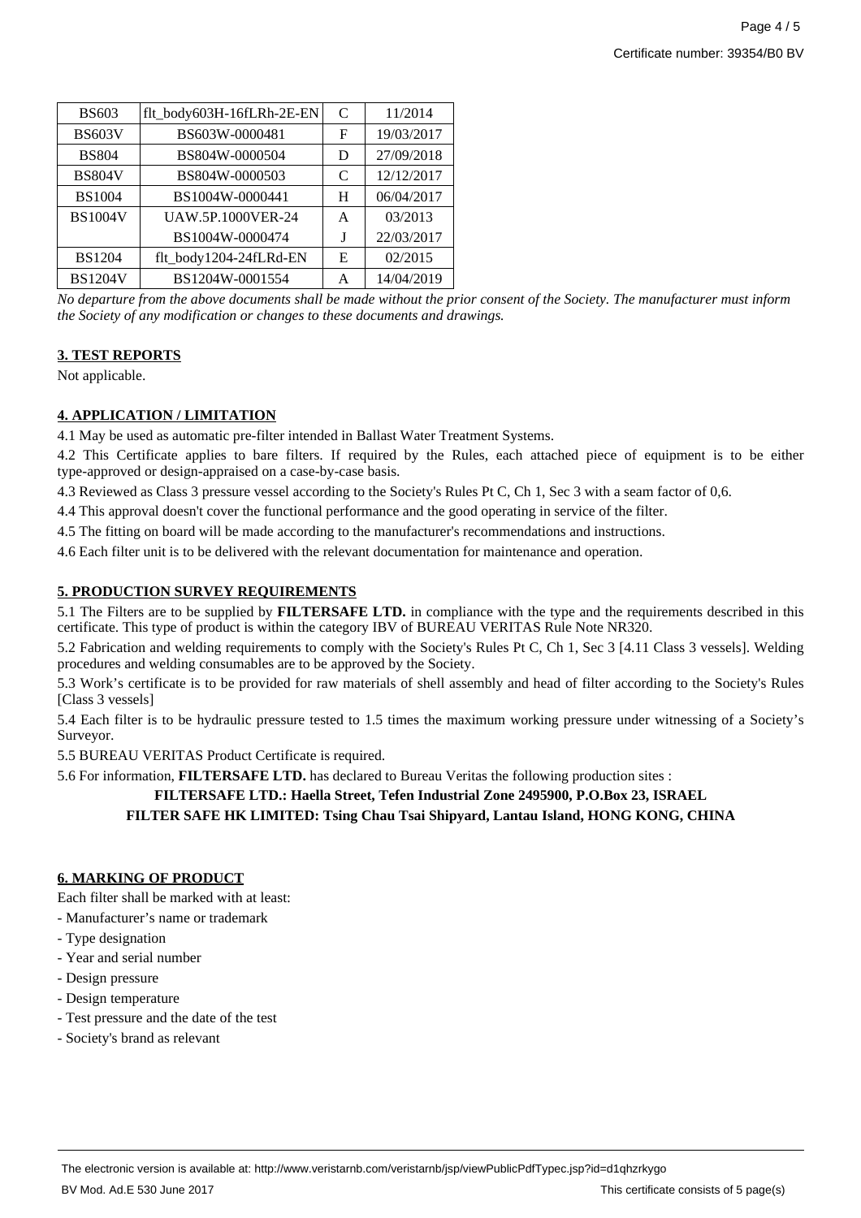| BS603 | flt_body603H-16fLRh-2E-EN | C | 11/2014 |
|---|---|---|---|
| BS603V | BS603W-0000481 | F | 19/03/2017 |
| BS804 | BS804W-0000504 | D | 27/09/2018 |
| BS804V | BS804W-0000503 | C | 12/12/2017 |
| BS1004 | BS1004W-0000441 | H | 06/04/2017 |
| BS1004V | UAW.5P.1000VER-24 | A | 03/2013 |
| | BS1004W-0000474 | J | 22/03/2017 |
| BS1204 | flt_body1204-24fLRd-EN | E | 02/2015 |
| BS1204V | BS1204W-0001554 | A | 14/04/2019 |

*No departure from the above documents shall be made without the prior consent of the Society. The manufacturer must inform the Society of any modification or changes to these documents and drawings.*

## 3. TEST REPORTS

Not applicable.

## 4. APPLICATION / LIMITATION

4.1 May be used as automatic pre-filter intended in Ballast Water Treatment Systems.

4.2 This Certificate applies to bare filters. If required by the Rules, each attached piece of equipment is to be either type-approved or design-appraised on a case-by-case basis.

4.3 Reviewed as Class 3 pressure vessel according to the Society's Rules Pt C, Ch 1, Sec 3 with a seam factor of 0,6.

4.4 This approval doesn't cover the functional performance and the good operating in service of the filter.

4.5 The fitting on board will be made according to the manufacturer's recommendations and instructions.

4.6 Each filter unit is to be delivered with the relevant documentation for maintenance and operation.

## 5. PRODUCTION SURVEY REQUIREMENTS

5.1 The Filters are to be supplied by **FILTERSAFE LTD.** in compliance with the type and the requirements described in this certificate. This type of product is within the category IBV of BUREAU VERITAS Rule Note NR320.

5.2 Fabrication and welding requirements to comply with the Society's Rules Pt C, Ch 1, Sec 3 [4.11 Class 3 vessels]. Welding procedures and welding consumables are to be approved by the Society.

5.3 Work's certificate is to be provided for raw materials of shell assembly and head of filter according to the Society's Rules [Class 3 vessels]

5.4 Each filter is to be hydraulic pressure tested to 1.5 times the maximum working pressure under witnessing of a Society's Surveyor.

5.5 BUREAU VERITAS Product Certificate is required.

5.6 For information, **FILTERSAFE LTD.** has declared to Bureau Veritas the following production sites :

**FILTERSAFE LTD.: Haella Street, Tefen Industrial Zone 2495900, P.O.Box 23, ISRAEL**

**FILTER SAFE HK LIMITED: Tsing Chau Tsai Shipyard, Lantau Island, HONG KONG, CHINA**

## 6. MARKING OF PRODUCT

Each filter shall be marked with at least:

- Manufacturer's name or trademark
- Type designation
- Year and serial number
- Design pressure
- Design temperature
- Test pressure and the date of the test
- Society's brand as relevant

The electronic version is available at: http://www.veristarnb.com/veristarnb/jsp/viewPublicPdfTypec.jsp?id=d1qhzrkygo

BV Mod. Ad.E 530 June 2017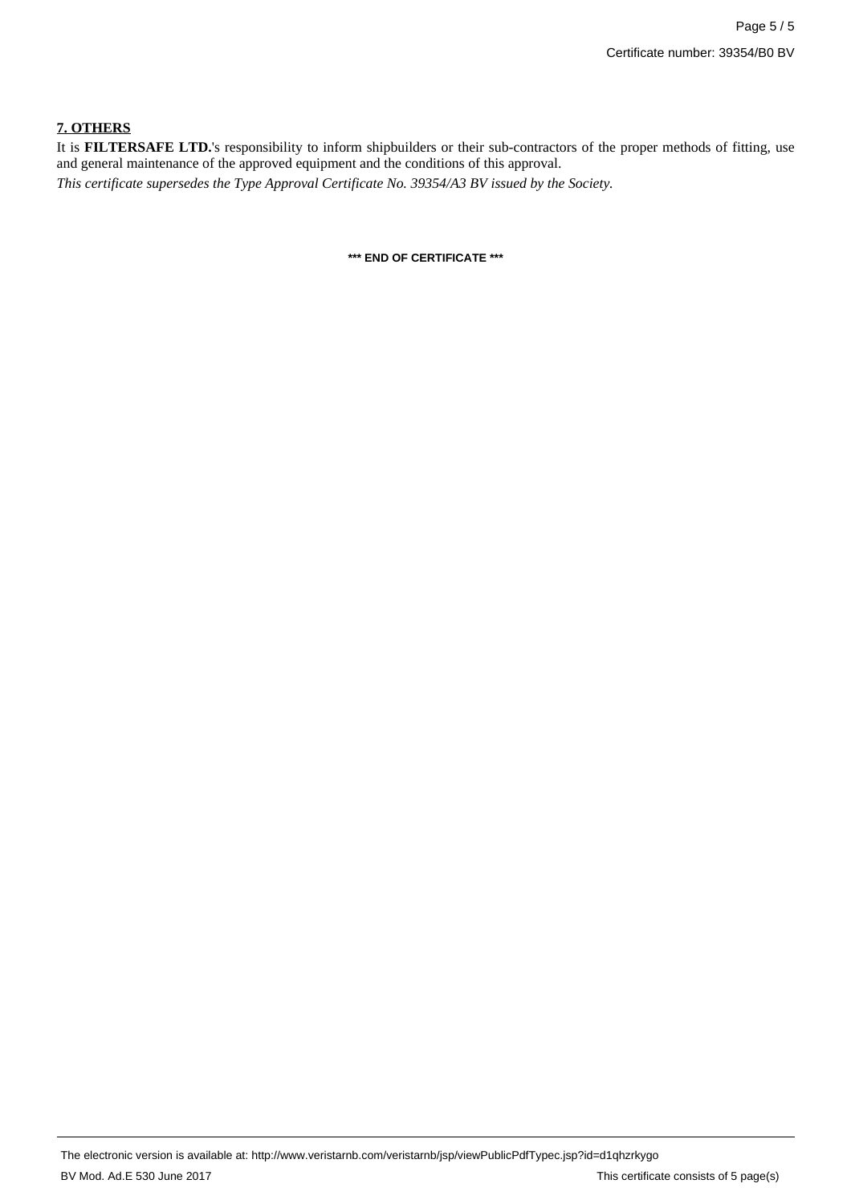## 7. OTHERS

It is **FILTERSAFE LTD.**'s responsibility to inform shipbuilders or their sub-contractors of the proper methods of fitting, use and general maintenance of the approved equipment and the conditions of this approval.

*This certificate supersedes the Type Approval Certificate No. 39354/A3 BV issued by the Society.*

**\*\*\* END OF CERTIFICATE \*\*\***

The electronic version is available at: http://www.veristarnb.com/veristarnb/jsp/viewPublicPdfTypec.jsp?id=d1qhzrkygo